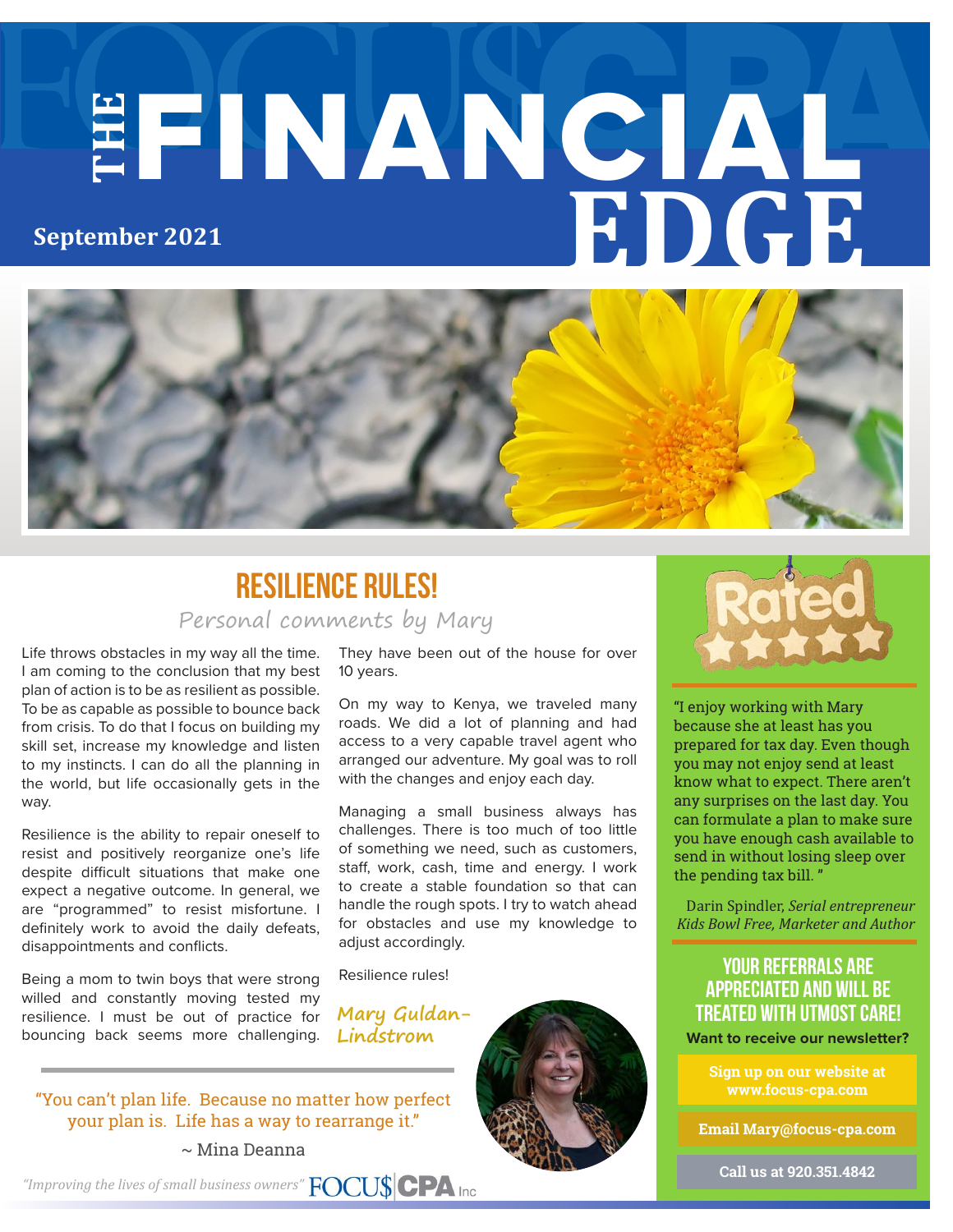# THE FINANCIAL EDGE

**September 2021**

## RESILIENCE RULES!

*Personal comments by Mary*

Life throws obstacles in my way all the time. I am coming to the conclusion that my best plan of action is to be as resilient as possible. To be as capable as possible to bounce back from crisis. To do that I focus on building my skill set, increase my knowledge and listen to my instincts. I can do all the planning in the world, but life occasionally gets in the way.

Resilience is the ability to repair oneself to resist and positively reorganize one's life despite difficult situations that make one expect a negative outcome. In general, we are "programmed" to resist misfortune. I definitely work to avoid the daily defeats, disappointments and conflicts.

Being a mom to twin boys that were strong willed and constantly moving tested my resilience. I must be out of practice for bouncing back seems more challenging. They have been out of the house for over 10 years.

On my way to Kenya, we traveled many roads. We did a lot of planning and had access to a very capable travel agent who arranged our adventure. My goal was to roll with the changes and enjoy each day.

Managing a small business always has challenges. There is too much of too little of something we need, such as customers, staff, work, cash, time and energy. I work to create a stable foundation so that can handle the rough spots. I try to watch ahead for obstacles and use my knowledge to adjust accordingly.

Resilience rules!

*Mary Guldan-Lindstrom*

"You can't plan life. Because no matter how perfect your plan is. Life has a way to rearrange it."

~ Mina Deanna

*"Improving the lives of small business owners"* FOCU$ CPA Inc

---

**Rated ★★★★★**

"I enjoy working with Mary because she at least has you prepared for tax day. Even though you may not enjoy send at least know what to expect. There aren't any surprises on the last day. You can formulate a plan to make sure you have enough cash available to send in without losing sleep over the pending tax bill."

Darin Spindler, *Serial entrepreneur Kids Bowl Free, Marketer and Author*

### YOUR REFERRALS ARE APPRECIATED AND WILL BE TREATED WITH UTMOST CARE!

**Want to receive our newsletter?**

**Sign up on our website at www.focus-cpa.com**

**Email Mary@focus-cpa.com**

**Call us at 920.351.4842**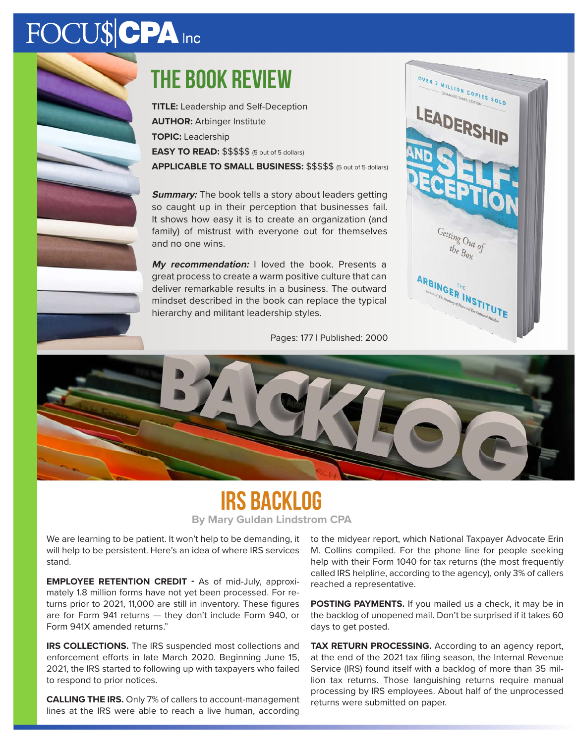# THE BOOK REVIEW

**TITLE:** Leadership and Self-Deception

**AUTHOR:** Arbinger Institute

**TOPIC:** Leadership

**EASY TO READ:** $$$$$ (5 out of 5 dollars)

**APPLICABLE TO SMALL BUSINESS:** $$$$$ (5 out of 5 dollars)

***Summary:*** The book tells a story about leaders getting so caught up in their perception that businesses fail. It shows how easy it is to create an organization (and family) of mistrust with everyone out for themselves and no one wins.

***My recommendation:*** I loved the book. Presents a great process to create a warm positive culture that can deliver remarkable results in a business. The outward mindset described in the book can replace the typical hierarchy and militant leadership styles.

Pages: 177 | Published: 2000

# IRS BACKLOG

**By Mary Guldan Lindstrom CPA**

We are learning to be patient. It won't help to be demanding, it will help to be persistent. Here's an idea of where IRS services stand.

**EMPLOYEE RETENTION CREDIT -** As of mid-July, approximately 1.8 million forms have not yet been processed. For returns prior to 2021, 11,000 are still in inventory. These figures are for Form 941 returns — they don't include Form 940, or Form 941X amended returns."

**IRS COLLECTIONS.** The IRS suspended most collections and enforcement efforts in late March 2020. Beginning June 15, 2021, the IRS started to following up with taxpayers who failed to respond to prior notices.

**CALLING THE IRS.** Only 7% of callers to account-management lines at the IRS were able to reach a live human, according to the midyear report, which National Taxpayer Advocate Erin M. Collins compiled. For the phone line for people seeking help with their Form 1040 for tax returns (the most frequently called IRS helpline, according to the agency), only 3% of callers reached a representative.

**POSTING PAYMENTS.** If you mailed us a check, it may be in the backlog of unopened mail. Don't be surprised if it takes 60 days to get posted.

**TAX RETURN PROCESSING.** According to an agency report, at the end of the 2021 tax filing season, the Internal Revenue Service (IRS) found itself with a backlog of more than 35 million tax returns. Those languishing returns require manual processing by IRS employees. About half of the unprocessed returns were submitted on paper.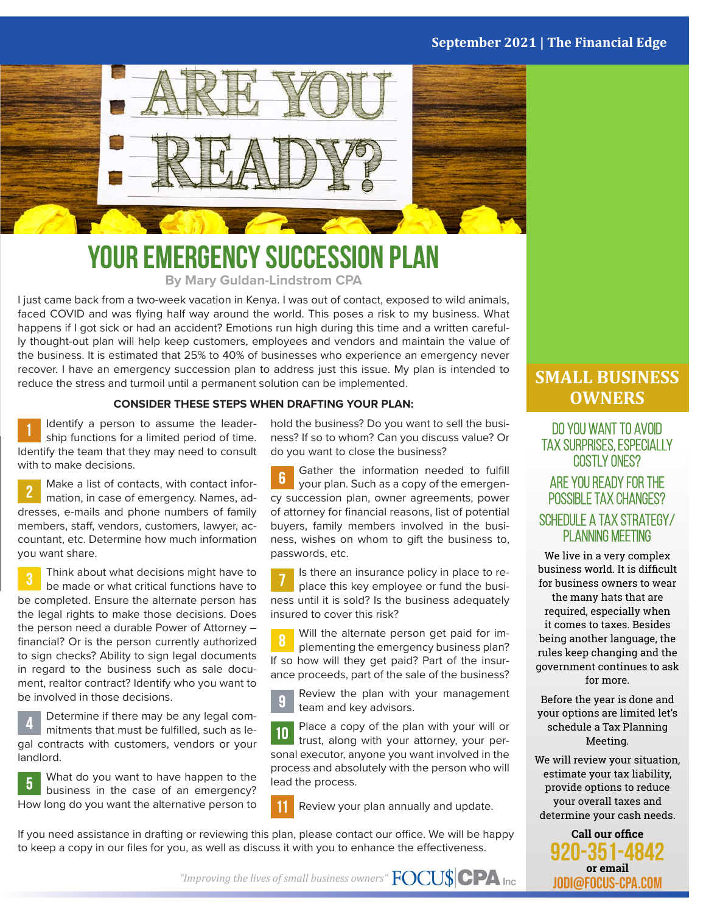# YOUR EMERGENCY SUCCESSION PLAN

**By Mary Guldan-Lindstrom CPA**

I just came back from a two-week vacation in Kenya. I was out of contact, exposed to wild animals, faced COVID and was flying half way around the world. This poses a risk to my business. What happens if I got sick or had an accident? Emotions run high during this time and a written carefully thought-out plan will help keep customers, employees and vendors and maintain the value of the business. It is estimated that 25% to 40% of businesses who experience an emergency never recover. I have an emergency succession plan to address just this issue. My plan is intended to reduce the stress and turmoil until a permanent solution can be implemented.

**CONSIDER THESE STEPS WHEN DRAFTING YOUR PLAN:**

1. Identify a person to assume the leadership functions for a limited period of time. Identify the team that they may need to consult with to make decisions.
2. Make a list of contacts, with contact information, in case of emergency. Names, addresses, e-mails and phone numbers of family members, staff, vendors, customers, lawyer, accountant, etc. Determine how much information you want share.
3. Think about what decisions might have to be made or what critical functions have to be completed. Ensure the alternate person has the legal rights to make those decisions. Does the person need a durable Power of Attorney – financial? Or is the person currently authorized to sign checks? Ability to sign legal documents in regard to the business such as sale document, realtor contract? Identify who you want to be involved in those decisions.
4. Determine if there may be any legal commitments that must be fulfilled, such as legal contracts with customers, vendors or your landlord.
5. What do you want to have happen to the business in the case of an emergency? How long do you want the alternative person to hold the business? Do you want to sell the business? If so to whom? Can you discuss value? Or do you want to close the business?
6. Gather the information needed to fulfill your plan. Such as a copy of the emergency succession plan, owner agreements, power of attorney for financial reasons, list of potential buyers, family members involved in the business, wishes on whom to gift the business to, passwords, etc.
7. Is there an insurance policy in place to replace this key employee or fund the business until it is sold? Is the business adequately insured to cover this risk?
8. Will the alternate person get paid for implementing the emergency business plan? If so how will they get paid? Part of the insurance proceeds, part of the sale of the business?
9. Review the plan with your management team and key advisors.
10. Place a copy of the plan with your will or trust, along with your attorney, your personal executor, anyone you want involved in the process and absolutely with the person who will lead the process.
11. Review your plan annually and update.

If you need assistance in drafting or reviewing this plan, please contact our office. We will be happy to keep a copy in our files for you, as well as discuss it with you to enhance the effectiveness.

*"Improving the lives of small business owners"* FOCU$ CPA Inc

## SMALL BUSINESS OWNERS

### DO YOU WANT TO AVOID TAX SURPRISES, ESPECIALLY COSTLY ONES?

### ARE YOU READY FOR THE POSSIBLE TAX CHANGES?

### SCHEDULE A TAX STRATEGY/ PLANNING MEETING

We live in a very complex business world. It is difficult for business owners to wear the many hats that are required, especially when it comes to taxes. Besides being another language, the rules keep changing and the government continues to ask for more.

Before the year is done and your options are limited let's schedule a Tax Planning Meeting.

We will review your situation, estimate your tax liability, provide options to reduce your overall taxes and determine your cash needs.

**Call our office**

**920-351-4842**

**or email**

**JODI@FOCUS-CPA.COM**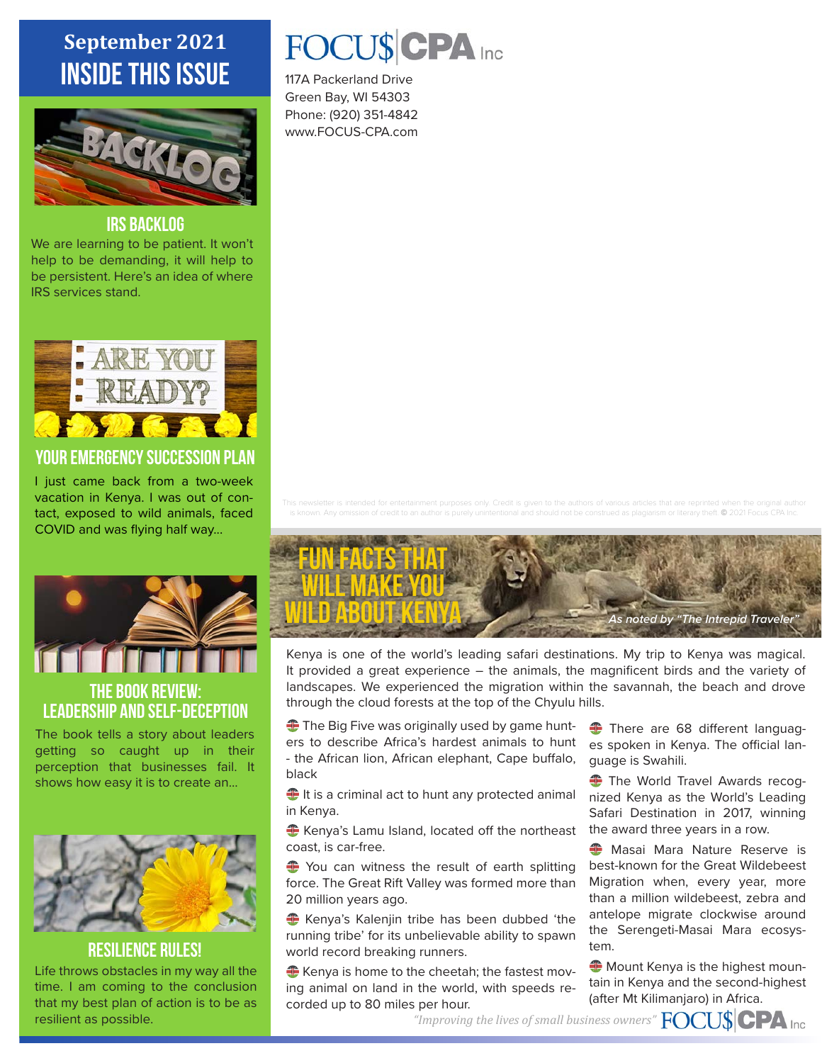# September 2021
# INSIDE THIS ISSUE

## IRS BACKLOG

We are learning to be patient. It won't help to be demanding, it will help to be persistent. Here's an idea of where IRS services stand.

## YOUR EMERGENCY SUCCESSION PLAN

I just came back from a two-week vacation in Kenya. I was out of contact, exposed to wild animals, faced COVID and was flying half way...

## THE BOOK REVIEW: LEADERSHIP AND SELF-DECEPTION

The book tells a story about leaders getting so caught up in their perception that businesses fail. It shows how easy it is to create an...

## RESILIENCE RULES!

Life throws obstacles in my way all the time. I am coming to the conclusion that my best plan of action is to be as resilient as possible.

**FOCU$|CPA Inc**

117A Packerland Drive
Green Bay, WI 54303
Phone: (920) 351-4842
www.FOCUS-CPA.com

This newsletter is intended for entertainment purposes only. Credit is given to the authors of various articles that are reprinted when the original author is known. Any omission of credit to an author is purely unintentional and should not be construed as plagiarism or literary theft. © 2021 Focus CPA Inc.

## FUN FACTS THAT WILL MAKE YOU WILD ABOUT KENYA

*As noted by "The Intrepid Traveler"*

Kenya is one of the world's leading safari destinations. My trip to Kenya was magical. It provided a great experience – the animals, the magnificent birds and the variety of landscapes. We experienced the migration within the savannah, the beach and drove through the cloud forests at the top of the Chyulu hills.

- The Big Five was originally used by game hunters to describe Africa's hardest animals to hunt - the African lion, African elephant, Cape buffalo, black
- It is a criminal act to hunt any protected animal in Kenya.
- Kenya's Lamu Island, located off the northeast coast, is car-free.
- You can witness the result of earth splitting force. The Great Rift Valley was formed more than 20 million years ago.
- Kenya's Kalenjin tribe has been dubbed 'the running tribe' for its unbelievable ability to spawn world record breaking runners.
- Kenya is home to the cheetah; the fastest moving animal on land in the world, with speeds recorded up to 80 miles per hour.
- There are 68 different languages spoken in Kenya. The official language is Swahili.
- The World Travel Awards recognized Kenya as the World's Leading Safari Destination in 2017, winning the award three years in a row.
- Masai Mara Nature Reserve is best-known for the Great Wildebeest Migration when, every year, more than a million wildebeest, zebra and antelope migrate clockwise around the Serengeti-Masai Mara ecosystem.
- Mount Kenya is the highest mountain in Kenya and the second-highest (after Mt Kilimanjaro) in Africa.

*"Improving the lives of small business owners"* **FOCU$|CPA Inc**